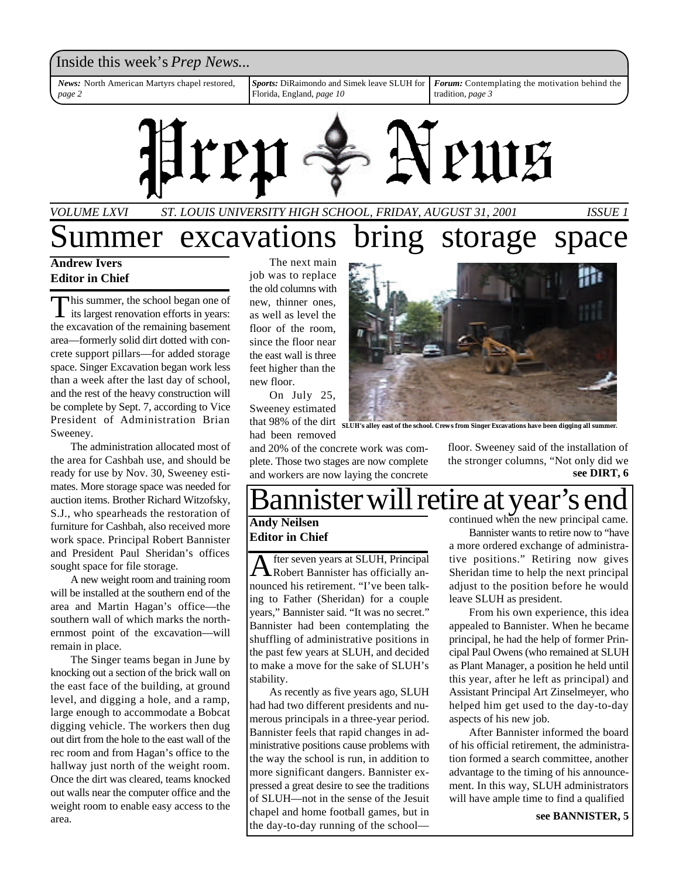Inside this week's *Prep News...*

*News:* North American Martyrs chapel restored, *page 2*

*Sports:* DiRaimondo and Simek leave SLUH for Florida, England, *page 10*

*Forum:* Contemplating the motivation behind the tradition, *page 3*

# Prep News

*VOLUME LXVI — ST. LOUIS UNIVERSITY HIGH SCHOOL, FRIDAY, AUGUST 31, 2001 — ISSUE 1*

# Summer excavations bring storage space

**Andrew Ivers**
**Editor in Chief**

This summer, the school began one of its largest renovation efforts in years: the excavation of the remaining basement area—formerly solid dirt dotted with concrete support pillars—for added storage space. Singer Excavation began work less than a week after the last day of school, and the rest of the heavy construction will be complete by Sept. 7, according to Vice President of Administration Brian Sweeney.

The administration allocated most of the area for Cashbah use, and should be ready for use by Nov. 30, Sweeney estimates. More storage space was needed for auction items. Brother Richard Witzofsky, S.J., who spearheads the restoration of furniture for Cashbah, also received more work space. Principal Robert Bannister and President Paul Sheridan's offices sought space for file storage.

A new weight room and training room will be installed at the southern end of the area and Martin Hagan's office—the southern wall of which marks the northernmost point of the excavation—will remain in place.

The Singer teams began in June by knocking out a section of the brick wall on the east face of the building, at ground level, and digging a hole, and a ramp, large enough to accommodate a Bobcat digging vehicle. The workers then dug out dirt from the hole to the east wall of the rec room and from Hagan's office to the hallway just north of the weight room. Once the dirt was cleared, teams knocked out walls near the computer office and the weight room to enable easy access to the area.

The next main job was to replace the old columns with new, thinner ones, as well as level the floor of the room, since the floor near the east wall is three feet higher than the new floor.

On July 25, Sweeney estimated that 98% of the dirt had been removed and 20% of the concrete work was complete. Those two stages are now complete and workers are now laying the concrete floor. Sweeney said of the installation of the stronger columns, "Not only did we

**see DIRT, 6**

SLUH's alley east of the school. Crews from Singer Excavations have been digging all summer.

# Bannister will retire at year's end

**Andy Neilsen**
**Editor in Chief**

After seven years at SLUH, Principal Robert Bannister has officially announced his retirement. "I've been talking to Father (Sheridan) for a couple years," Bannister said. "It was no secret." Bannister had been contemplating the shuffling of administrative positions in the past few years at SLUH, and decided to make a move for the sake of SLUH's stability.

As recently as five years ago, SLUH had had two different presidents and numerous principals in a three-year period. Bannister feels that rapid changes in administrative positions cause problems with the way the school is run, in addition to more significant dangers. Bannister expressed a great desire to see the traditions of SLUH—not in the sense of the Jesuit chapel and home football games, but in the day-to-day running of the school—continued when the new principal came.

Bannister wants to retire now to "have a more ordered exchange of administrative positions." Retiring now gives Sheridan time to help the next principal adjust to the position before he would leave SLUH as president.

From his own experience, this idea appealed to Bannister. When he became principal, he had the help of former Principal Paul Owens (who remained at SLUH as Plant Manager, a position he held until this year, after he left as principal) and Assistant Principal Art Zinselmeyer, who helped him get used to the day-to-day aspects of his new job.

After Bannister informed the board of his official retirement, the administration formed a search committee, another advantage to the timing of his announcement. In this way, SLUH administrators will have ample time to find a qualified

**see BANNISTER, 5**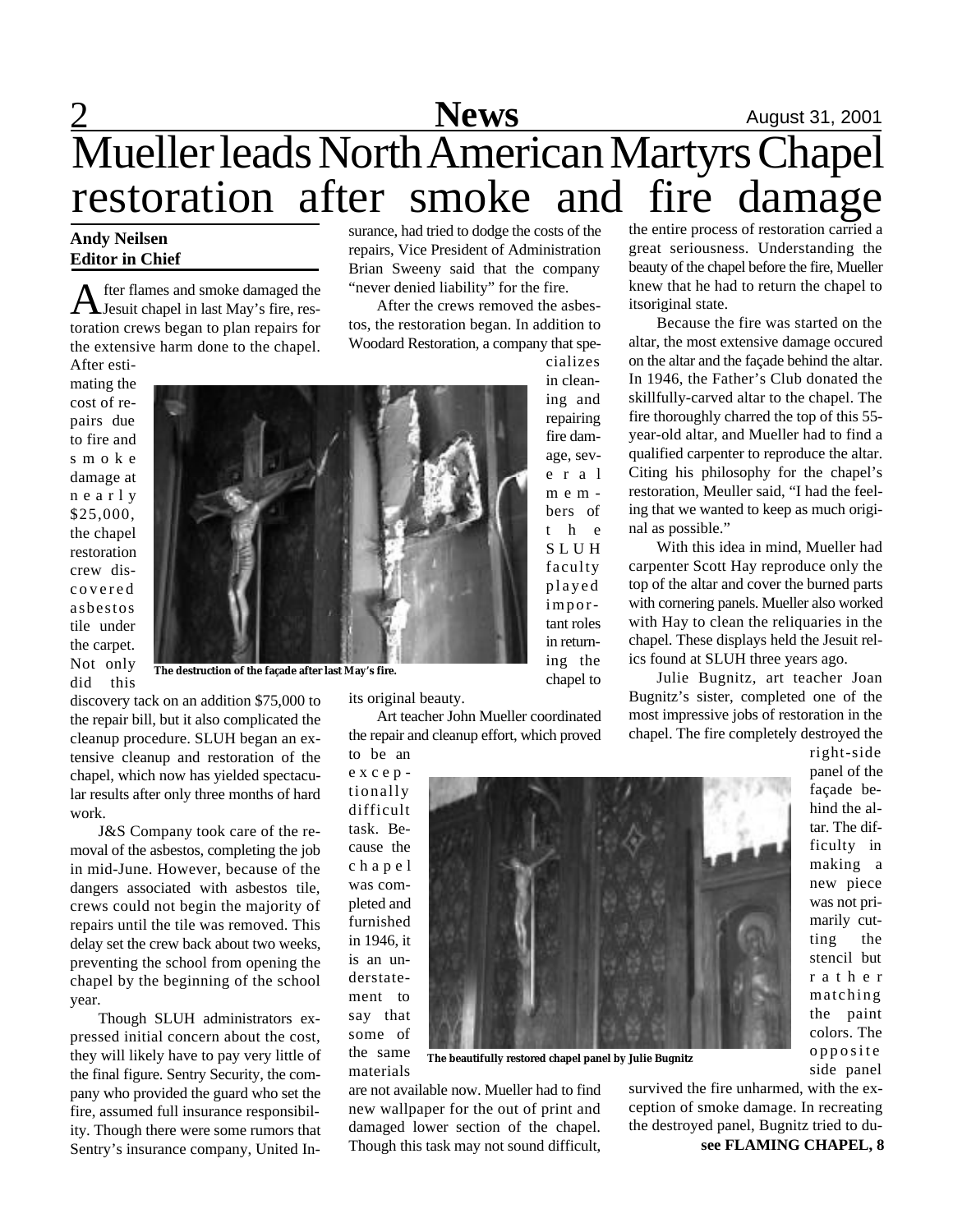# Mueller leads North American Martyrs Chapel restoration after smoke and fire damage

**Andy Neilsen**
**Editor in Chief**

After flames and smoke damaged the Jesuit chapel in last May's fire, restoration crews began to plan repairs for the extensive harm done to the chapel. After estimating the cost of repairs due to fire and smoke damage at nearly $25,000, the chapel restoration crew discovered asbestos tile under the carpet. Not only did this discovery tack on an addition $75,000 to the repair bill, but it also complicated the cleanup procedure. SLUH began an extensive cleanup and restoration of the chapel, which now has yielded spectacular results after only three months of hard work.

The destruction of the façade after last May's fire.

J&S Company took care of the removal of the asbestos, completing the job in mid-June. However, because of the dangers associated with asbestos tile, crews could not begin the majority of repairs until the tile was removed. This delay set the crew back about two weeks, preventing the school from opening the chapel by the beginning of the school year.

Though SLUH administrators expressed initial concern about the cost, they will likely have to pay very little of the final figure. Sentry Security, the company who provided the guard who set the fire, assumed full insurance responsibility. Though there were some rumors that Sentry's insurance company, United Insurance, had tried to dodge the costs of the repairs, Vice President of Administration Brian Sweeny said that the company "never denied liability" for the fire.

After the crews removed the asbestos, the restoration began. In addition to Woodard Restoration, a company that specializes in cleaning and repairing fire damage, several members of the SLUH faculty played important roles in returning the chapel to its original beauty.

Art teacher John Mueller coordinated the repair and cleanup effort, which proved to be an exceptionally difficult task. Because the chapel was completed and furnished in 1946, it is an understatement to say that some of the same materials are not available now. Mueller had to find new wallpaper for the out of print and damaged lower section of the chapel. Though this task may not sound difficult, the entire process of restoration carried a great seriousness. Understanding the beauty of the chapel before the fire, Mueller knew that he had to return the chapel to itsoriginal state.

The beautifully restored chapel panel by Julie Bugnitz

Because the fire was started on the altar, the most extensive damage occured on the altar and the façade behind the altar. In 1946, the Father's Club donated the skillfully-carved altar to the chapel. The fire thoroughly charred the top of this 55-year-old altar, and Mueller had to find a qualified carpenter to reproduce the altar. Citing his philosophy for the chapel's restoration, Meuller said, "I had the feeling that we wanted to keep as much original as possible."

With this idea in mind, Mueller had carpenter Scott Hay reproduce only the top of the altar and cover the burned parts with cornering panels. Mueller also worked with Hay to clean the reliquaries in the chapel. These displays held the Jesuit relics found at SLUH three years ago.

Julie Bugnitz, art teacher Joan Bugnitz's sister, completed one of the most impressive jobs of restoration in the chapel. The fire completely destroyed the right-side panel of the façade behind the altar. The difficulty in making a new piece was not primarily cutting the stencil but rather matching the paint colors. The opposite side panel survived the fire unharmed, with the exception of smoke damage. In recreating the destroyed panel, Bugnitz tried to du-

**see FLAMING CHAPEL, 8**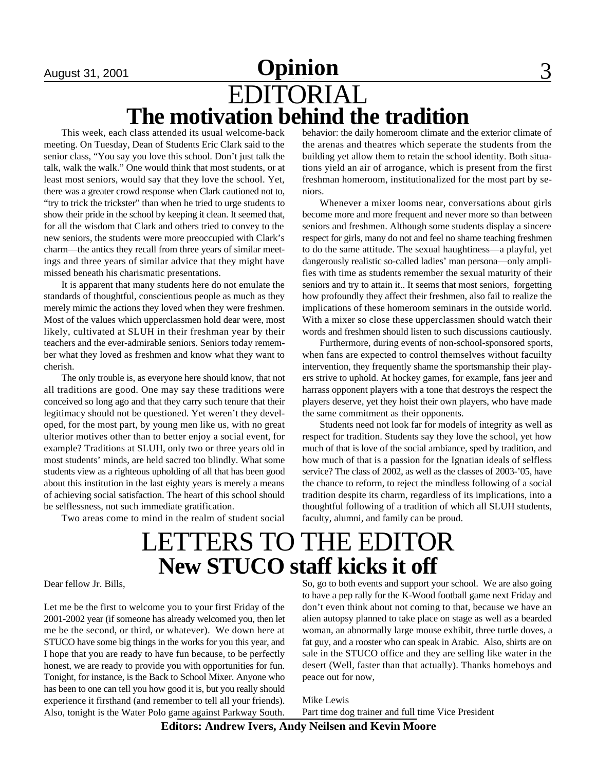# Opinion

## EDITORIAL

## The motivation behind the tradition

This week, each class attended its usual welcome-back meeting. On Tuesday, Dean of Students Eric Clark said to the senior class, "You say you love this school. Don't just talk the talk, walk the walk." One would think that most students, or at least most seniors, would say that they love the school. Yet, there was a greater crowd response when Clark cautioned not to, "try to trick the trickster" than when he tried to urge students to show their pride in the school by keeping it clean. It seemed that, for all the wisdom that Clark and others tried to convey to the new seniors, the students were more preoccupied with Clark's charm—the antics they recall from three years of similar meetings and three years of similar advice that they might have missed beneath his charismatic presentations.

It is apparent that many students here do not emulate the standards of thoughtful, conscientious people as much as they merely mimic the actions they loved when they were freshmen. Most of the values which upperclassmen hold dear were, most likely, cultivated at SLUH in their freshman year by their teachers and the ever-admirable seniors. Seniors today remember what they loved as freshmen and know what they want to cherish.

The only trouble is, as everyone here should know, that not all traditions are good. One may say these traditions were conceived so long ago and that they carry such tenure that their legitimacy should not be questioned. Yet weren't they developed, for the most part, by young men like us, with no great ulterior motives other than to better enjoy a social event, for example? Traditions at SLUH, only two or three years old in most students' minds, are held sacred too blindly. What some students view as a righteous upholding of all that has been good about this institution in the last eighty years is merely a means of achieving social satisfaction. The heart of this school should be selflessness, not such immediate gratification.

Two areas come to mind in the realm of student social behavior: the daily homeroom climate and the exterior climate of the arenas and theatres which seperate the students from the building yet allow them to retain the school identity. Both situations yield an air of arrogance, which is present from the first freshman homeroom, institutionalized for the most part by seniors.

Whenever a mixer looms near, conversations about girls become more and more frequent and never more so than between seniors and freshmen. Although some students display a sincere respect for girls, many do not and feel no shame teaching freshmen to do the same attitude. The sexual haughtiness—a playful, yet dangerously realistic so-called ladies' man persona—only amplifies with time as students remember the sexual maturity of their seniors and try to attain it.. It seems that most seniors, forgetting how profoundly they affect their freshmen, also fail to realize the implications of these homeroom seminars in the outside world. With a mixer so close these upperclassmen should watch their words and freshmen should listen to such discussions cautiously.

Furthermore, during events of non-school-sponsored sports, when fans are expected to control themselves without facuilty intervention, they frequently shame the sportsmanship their players strive to uphold. At hockey games, for example, fans jeer and harrass opponent players with a tone that destroys the respect the players deserve, yet they hoist their own players, who have made the same commitment as their opponents.

Students need not look far for models of integrity as well as respect for tradition. Students say they love the school, yet how much of that is love of the social ambiance, sped by tradition, and how much of that is a passion for the Ignatian ideals of selfless service? The class of 2002, as well as the classes of 2003-'05, have the chance to reform, to reject the mindless following of a social tradition despite its charm, regardless of its implications, into a thoughtful following of a tradition of which all SLUH students, faculty, alumni, and family can be proud.

## LETTERS TO THE EDITOR

## New STUCO staff kicks it off

Dear fellow Jr. Bills,

Let me be the first to welcome you to your first Friday of the 2001-2002 year (if someone has already welcomed you, then let me be the second, or third, or whatever). We down here at STUCO have some big things in the works for you this year, and I hope that you are ready to have fun because, to be perfectly honest, we are ready to provide you with opportunities for fun. Tonight, for instance, is the Back to School Mixer. Anyone who has been to one can tell you how good it is, but you really should experience it firsthand (and remember to tell all your friends). Also, tonight is the Water Polo game against Parkway South. So, go to both events and support your school. We are also going to have a pep rally for the K-Wood football game next Friday and don't even think about not coming to that, because we have an alien autopsy planned to take place on stage as well as a bearded woman, an abnormally large mouse exhibit, three turtle doves, a fat guy, and a rooster who can speak in Arabic. Also, shirts are on sale in the STUCO office and they are selling like water in the desert (Well, faster than that actually). Thanks homeboys and peace out for now,

Mike Lewis
Part time dog trainer and full time Vice President

**Editors: Andrew Ivers, Andy Neilsen and Kevin Moore**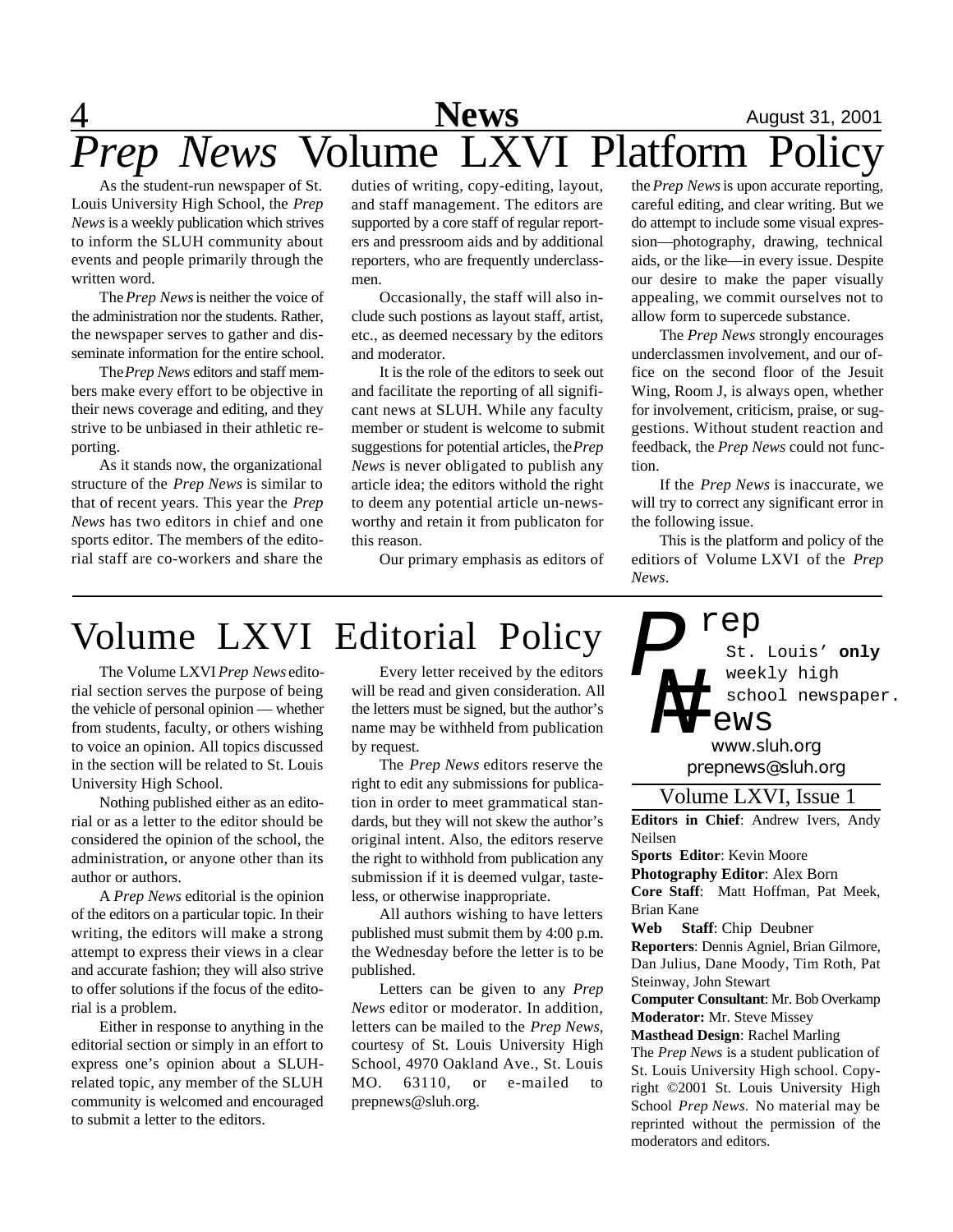# *Prep News* Volume LXVI Platform Policy

As the student-run newspaper of St. Louis University High School, the *Prep News* is a weekly publication which strives to inform the SLUH community about events and people primarily through the written word.

The *Prep News* is neither the voice of the administration nor the students. Rather, the newspaper serves to gather and disseminate information for the entire school.

The *Prep News* editors and staff members make every effort to be objective in their news coverage and editing, and they strive to be unbiased in their athletic reporting.

As it stands now, the organizational structure of the *Prep News* is similar to that of recent years. This year the *Prep News* has two editors in chief and one sports editor. The members of the editorial staff are co-workers and share the duties of writing, copy-editing, layout, and staff management. The editors are supported by a core staff of regular reporters and pressroom aids and by additional reporters, who are frequently underclassmen.

Occasionally, the staff will also include such postions as layout staff, artist, etc., as deemed necessary by the editors and moderator.

It is the role of the editors to seek out and facilitate the reporting of all significant news at SLUH. While any faculty member or student is welcome to submit suggestions for potential articles, the *Prep News* is never obligated to publish any article idea; the editors withold the right to deem any potential article un-newsworthy and retain it from publicaton for this reason.

Our primary emphasis as editors of the *Prep News* is upon accurate reporting, careful editing, and clear writing. But we do attempt to include some visual expression—photography, drawing, technical aids, or the like—in every issue. Despite our desire to make the paper visually appealing, we commit ourselves not to allow form to supercede substance.

The *Prep News* strongly encourages underclassmen involvement, and our office on the second floor of the Jesuit Wing, Room J, is always open, whether for involvement, criticism, praise, or suggestions. Without student reaction and feedback, the *Prep News* could not function.

If the *Prep News* is inaccurate, we will try to correct any significant error in the following issue.

This is the platform and policy of the editiors of Volume LXVI of the *Prep News*.

# Volume LXVI Editorial Policy

The Volume LXVI *Prep News* editorial section serves the purpose of being the vehicle of personal opinion — whether from students, faculty, or others wishing to voice an opinion. All topics discussed in the section will be related to St. Louis University High School.

Nothing published either as an editorial or as a letter to the editor should be considered the opinion of the school, the administration, or anyone other than its author or authors.

A *Prep News* editorial is the opinion of the editors on a particular topic. In their writing, the editors will make a strong attempt to express their views in a clear and accurate fashion; they will also strive to offer solutions if the focus of the editorial is a problem.

Either in response to anything in the editorial section or simply in an effort to express one's opinion about a SLUH-related topic, any member of the SLUH community is welcomed and encouraged to submit a letter to the editors.

Every letter received by the editors will be read and given consideration. All the letters must be signed, but the author's name may be withheld from publication by request.

The *Prep News* editors reserve the right to edit any submissions for publication in order to meet grammatical standards, but they will not skew the author's original intent. Also, the editors reserve the right to withhold from publication any submission if it is deemed vulgar, tasteless, or otherwise inappropriate.

All authors wishing to have letters published must submit them by 4:00 p.m. the Wednesday before the letter is to be published.

Letters can be given to any *Prep News* editor or moderator. In addition, letters can be mailed to the *Prep News*, courtesy of St. Louis University High School, 4970 Oakland Ave., St. Louis MO. 63110, or e-mailed to prepnews@sluh.org.

---

**Prep News**
St. Louis' **only** weekly high school newspaper.
www.sluh.org
prepnews@sluh.org

Volume LXVI, Issue 1

**Editors in Chief**: Andrew Ivers, Andy Neilsen
**Sports Editor**: Kevin Moore
**Photography Editor**: Alex Born
**Core Staff**: Matt Hoffman, Pat Meek, Brian Kane
**Web Staff**: Chip Deubner
**Reporters**: Dennis Agniel, Brian Gilmore, Dan Julius, Dane Moody, Tim Roth, Pat Steinway, John Stewart
**Computer Consultant**: Mr. Bob Overkamp
**Moderator:** Mr. Steve Missey
**Masthead Design**: Rachel Marling

The *Prep News* is a student publication of St. Louis University High school. Copyright ©2001 St. Louis University High School *Prep News.* No material may be reprinted without the permission of the moderators and editors.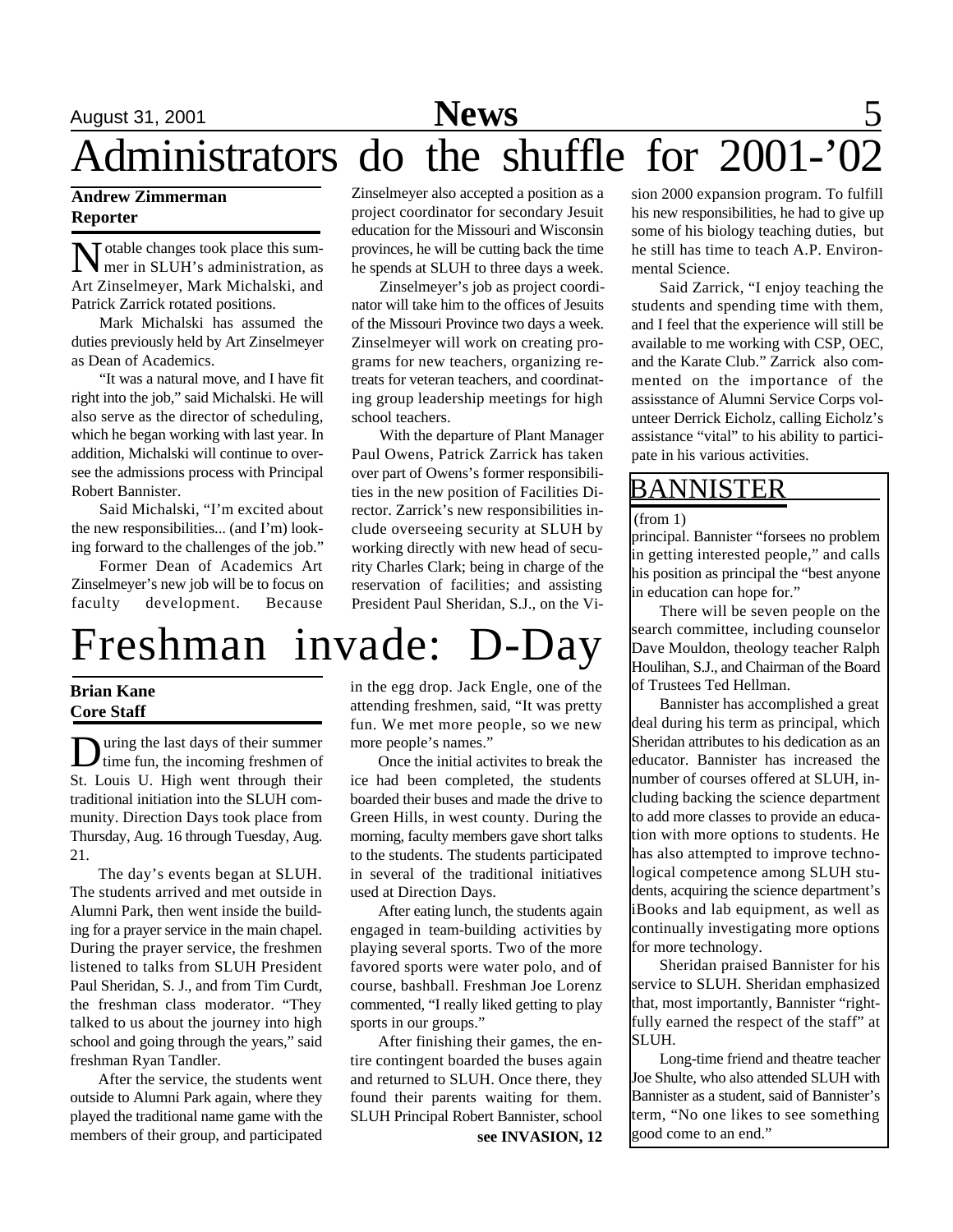# Administrators do the shuffle for 2001-'02

**Andrew Zimmerman**
**Reporter**

Notable changes took place this summer in SLUH's administration, as Art Zinselmeyer, Mark Michalski, and Patrick Zarrick rotated positions.

Mark Michalski has assumed the duties previously held by Art Zinselmeyer as Dean of Academics.

"It was a natural move, and I have fit right into the job," said Michalski. He will also serve as the director of scheduling, which he began working with last year. In addition, Michalski will continue to oversee the admissions process with Principal Robert Bannister.

Said Michalski, "I'm excited about the new responsibilities... (and I'm) looking forward to the challenges of the job."

Former Dean of Academics Art Zinselmeyer's new job will be to focus on faculty development. Because Zinselmeyer also accepted a position as a project coordinator for secondary Jesuit education for the Missouri and Wisconsin provinces, he will be cutting back the time he spends at SLUH to three days a week.

Zinselmeyer's job as project coordinator will take him to the offices of Jesuits of the Missouri Province two days a week. Zinselmeyer will work on creating programs for new teachers, organizing retreats for veteran teachers, and coordinating group leadership meetings for high school teachers.

With the departure of Plant Manager Paul Owens, Patrick Zarrick has taken over part of Owens's former responsibilities in the new position of Facilities Director. Zarrick's new responsibilities include overseeing security at SLUH by working directly with new head of security Charles Clark; being in charge of the reservation of facilities; and assisting President Paul Sheridan, S.J., on the Vision 2000 expansion program. To fulfill his new responsibilities, he had to give up some of his biology teaching duties, but he still has time to teach A.P. Environmental Science.

Said Zarrick, "I enjoy teaching the students and spending time with them, and I feel that the experience will still be available to me working with CSP, OEC, and the Karate Club." Zarrick also commented on the importance of the assisstance of Alumni Service Corps volunteer Derrick Eicholz, calling Eicholz's assistance "vital" to his ability to participate in his various activities.

# Freshman invade: D-Day

**Brian Kane**
**Core Staff**

During the last days of their summer time fun, the incoming freshmen of St. Louis U. High went through their traditional initiation into the SLUH community. Direction Days took place from Thursday, Aug. 16 through Tuesday, Aug. 21.

The day's events began at SLUH. The students arrived and met outside in Alumni Park, then went inside the building for a prayer service in the main chapel. During the prayer service, the freshmen listened to talks from SLUH President Paul Sheridan, S. J., and from Tim Curdt, the freshman class moderator. "They talked to us about the journey into high school and going through the years," said freshman Ryan Tandler.

After the service, the students went outside to Alumni Park again, where they played the traditional name game with the members of their group, and participated in the egg drop. Jack Engle, one of the attending freshmen, said, "It was pretty fun. We met more people, so we new more people's names."

Once the initial activites to break the ice had been completed, the students boarded their buses and made the drive to Green Hills, in west county. During the morning, faculty members gave short talks to the students. The students participated in several of the traditional initiatives used at Direction Days.

After eating lunch, the students again engaged in team-building activities by playing several sports. Two of the more favored sports were water polo, and of course, bashball. Freshman Joe Lorenz commented, "I really liked getting to play sports in our groups."

After finishing their games, the entire contingent boarded the buses again and returned to SLUH. Once there, they found their parents waiting for them. SLUH Principal Robert Bannister, school

**see INVASION, 12**

## BANNISTER

(from 1)

principal. Bannister "forsees no problem in getting interested people," and calls his position as principal the "best anyone in education can hope for."

There will be seven people on the search committee, including counselor Dave Mouldon, theology teacher Ralph Houlihan, S.J., and Chairman of the Board of Trustees Ted Hellman.

Bannister has accomplished a great deal during his term as principal, which Sheridan attributes to his dedication as an educator. Bannister has increased the number of courses offered at SLUH, including backing the science department to add more classes to provide an education with more options to students. He has also attempted to improve technological competence among SLUH students, acquiring the science department's iBooks and lab equipment, as well as continually investigating more options for more technology.

Sheridan praised Bannister for his service to SLUH. Sheridan emphasized that, most importantly, Bannister "rightfully earned the respect of the staff" at SLUH.

Long-time friend and theatre teacher Joe Shulte, who also attended SLUH with Bannister as a student, said of Bannister's term, "No one likes to see something good come to an end."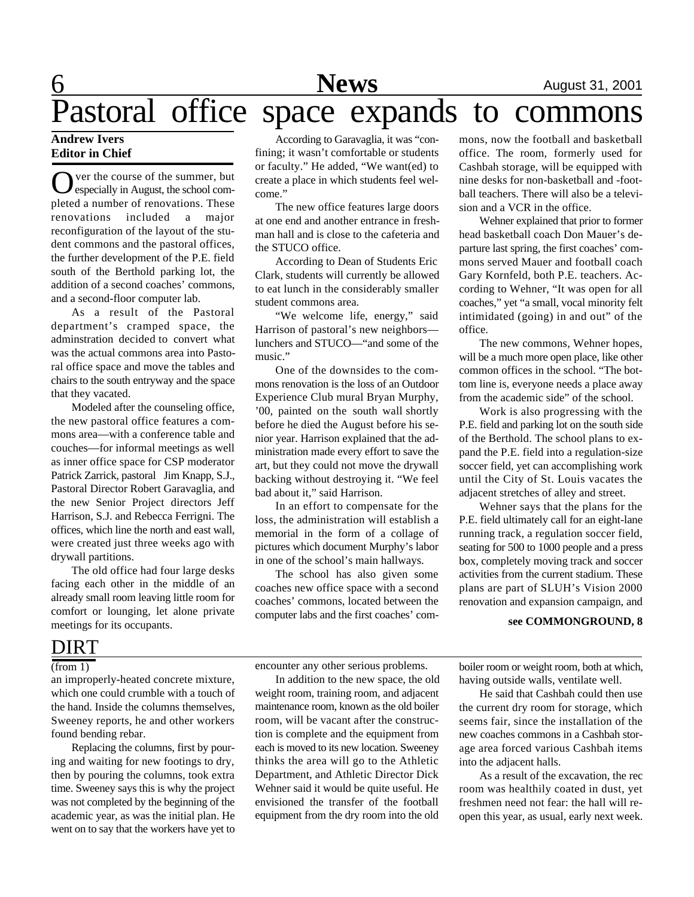# Pastoral office space expands to commons

**Andrew Ivers**
**Editor in Chief**

Over the course of the summer, but especially in August, the school completed a number of renovations. These renovations included a major reconfiguration of the layout of the student commons and the pastoral offices, the further development of the P.E. field south of the Berthold parking lot, the addition of a second coaches' commons, and a second-floor computer lab.

As a result of the Pastoral department's cramped space, the adminstration decided to convert what was the actual commons area into Pastoral office space and move the tables and chairs to the south entryway and the space that they vacated.

Modeled after the counseling office, the new pastoral office features a commons area—with a conference table and couches—for informal meetings as well as inner office space for CSP moderator Patrick Zarrick, pastoral Jim Knapp, S.J., Pastoral Director Robert Garavaglia, and the new Senior Project directors Jeff Harrison, S.J. and Rebecca Ferrigni. The offices, which line the north and east wall, were created just three weeks ago with drywall partitions.

The old office had four large desks facing each other in the middle of an already small room leaving little room for comfort or lounging, let alone private meetings for its occupants.

According to Garavaglia, it was "confining; it wasn't comfortable or students or faculty." He added, "We want(ed) to create a place in which students feel welcome."

The new office features large doors at one end and another entrance in freshman hall and is close to the cafeteria and the STUCO office.

According to Dean of Students Eric Clark, students will currently be allowed to eat lunch in the considerably smaller student commons area.

"We welcome life, energy," said Harrison of pastoral's new neighbors—lunchers and STUCO—"and some of the music."

One of the downsides to the commons renovation is the loss of an Outdoor Experience Club mural Bryan Murphy, '00, painted on the south wall shortly before he died the August before his senior year. Harrison explained that the administration made every effort to save the art, but they could not move the drywall backing without destroying it. "We feel bad about it," said Harrison.

In an effort to compensate for the loss, the administration will establish a memorial in the form of a collage of pictures which document Murphy's labor in one of the school's main hallways.

The school has also given some coaches new office space with a second coaches' commons, located between the computer labs and the first coaches' commons, now the football and basketball office. The room, formerly used for Cashbah storage, will be equipped with nine desks for non-basketball and -football teachers. There will also be a television and a VCR in the office.

Wehner explained that prior to former head basketball coach Don Mauer's departure last spring, the first coaches' commons served Mauer and football coach Gary Kornfeld, both P.E. teachers. According to Wehner, "It was open for all coaches," yet "a small, vocal minority felt intimidated (going) in and out" of the office.

The new commons, Wehner hopes, will be a much more open place, like other common offices in the school. "The bottom line is, everyone needs a place away from the academic side" of the school.

Work is also progressing with the P.E. field and parking lot on the south side of the Berthold. The school plans to expand the P.E. field into a regulation-size soccer field, yet can accomplishing work until the City of St. Louis vacates the adjacent stretches of alley and street.

Wehner says that the plans for the P.E. field ultimately call for an eight-lane running track, a regulation soccer field, seating for 500 to 1000 people and a press box, completely moving track and soccer activities from the current stadium. These plans are part of SLUH's Vision 2000 renovation and expansion campaign, and

**see COMMONGROUND, 8**

# DIRT

(from 1)

an improperly-heated concrete mixture, which one could crumble with a touch of the hand. Inside the columns themselves, Sweeney reports, he and other workers found bending rebar.

Replacing the columns, first by pouring and waiting for new footings to dry, then by pouring the columns, took extra time. Sweeney says this is why the project was not completed by the beginning of the academic year, as was the initial plan. He went on to say that the workers have yet to encounter any other serious problems.

In addition to the new space, the old weight room, training room, and adjacent maintenance room, known as the old boiler room, will be vacant after the construction is complete and the equipment from each is moved to its new location. Sweeney thinks the area will go to the Athletic Department, and Athletic Director Dick Wehner said it would be quite useful. He envisioned the transfer of the football equipment from the dry room into the old boiler room or weight room, both at which, having outside walls, ventilate well.

He said that Cashbah could then use the current dry room for storage, which seems fair, since the installation of the new coaches commons in a Cashbah storage area forced various Cashbah items into the adjacent halls.

As a result of the excavation, the rec room was healthily coated in dust, yet freshmen need not fear: the hall will reopen this year, as usual, early next week.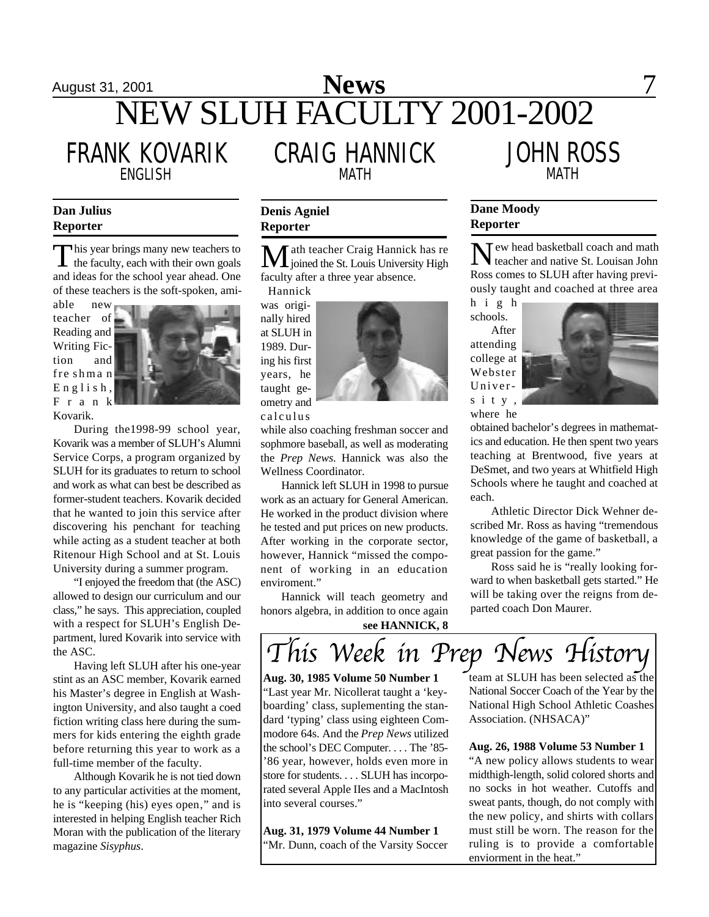# NEW SLUH FACULTY 2001-2002

## FRANK KOVARIK
ENGLISH

**Dan Julius**
**Reporter**

This year brings many new teachers to the faculty, each with their own goals and ideas for the school year ahead. One of these teachers is the soft-spoken, amiable new teacher of Reading and Writing Fiction and freshman English, Frank Kovarik.

During the1998-99 school year, Kovarik was a member of SLUH's Alumni Service Corps, a program organized by SLUH for its graduates to return to school and work as what can best be described as former-student teachers. Kovarik decided that he wanted to join this service after discovering his penchant for teaching while acting as a student teacher at both Ritenour High School and at St. Louis University during a summer program.

"I enjoyed the freedom that (the ASC) allowed to design our curriculum and our class," he says. This appreciation, coupled with a respect for SLUH's English Department, lured Kovarik into service with the ASC.

Having left SLUH after his one-year stint as an ASC member, Kovarik earned his Master's degree in English at Washington University, and also taught a coed fiction writing class here during the summers for kids entering the eighth grade before returning this year to work as a full-time member of the faculty.

Although Kovarik he is not tied down to any particular activities at the moment, he is "keeping (his) eyes open," and is interested in helping English teacher Rich Moran with the publication of the literary magazine *Sisyphus*.

## CRAIG HANNICK
MATH

**Denis Agniel**
**Reporter**

Math teacher Craig Hannick has re joined the St. Louis University High faculty after a three year absence.

Hannick was originally hired at SLUH in 1989. During his first years, he taught geometry and calculus while also coaching freshman soccer and sophmore baseball, as well as moderating the *Prep News.* Hannick was also the Wellness Coordinator.

Hannick left SLUH in 1998 to pursue work as an actuary for General American. He worked in the product division where he tested and put prices on new products. After working in the corporate sector, however, Hannick "missed the component of working in an education enviroment."

Hannick will teach geometry and honors algebra, in addition to once again

**see HANNICK, 8**

## JOHN ROSS
MATH

**Dane Moody**
**Reporter**

New head basketball coach and math teacher and native St. Louisan John Ross comes to SLUH after having previously taught and coached at three area high schools.

After attending college at Webster University, where he obtained bachelor's degrees in mathematics and education. He then spent two years teaching at Brentwood, five years at DeSmet, and two years at Whitfield High Schools where he taught and coached at each.

Athletic Director Dick Wehner described Mr. Ross as having "tremendous knowledge of the game of basketball, a great passion for the game."

Ross said he is "really looking forward to when basketball gets started." He will be taking over the reigns from departed coach Don Maurer.

## This Week in Prep News History

**Aug. 30, 1985 Volume 50 Number 1**
"Last year Mr. Nicollerat taught a 'keyboarding' class, suplementing the standard 'typing' class using eighteen Commodore 64s. And the *Prep News* utilized the school's DEC Computer. . . . The '85-'86 year, however, holds even more in store for students. . . . SLUH has incorporated several Apple IIes and a MacIntosh into several courses."

**Aug. 31, 1979 Volume 44 Number 1**
"Mr. Dunn, coach of the Varsity Soccer team at SLUH has been selected as the National Soccer Coach of the Year by the National High School Athletic Coashes Association. (NHSACA)"

**Aug. 26, 1988 Volume 53 Number 1**
"A new policy allows students to wear midthigh-length, solid colored shorts and no socks in hot weather. Cutoffs and sweat pants, though, do not comply with the new policy, and shirts with collars must still be worn. The reason for the ruling is to provide a comfortable envriorment in the heat."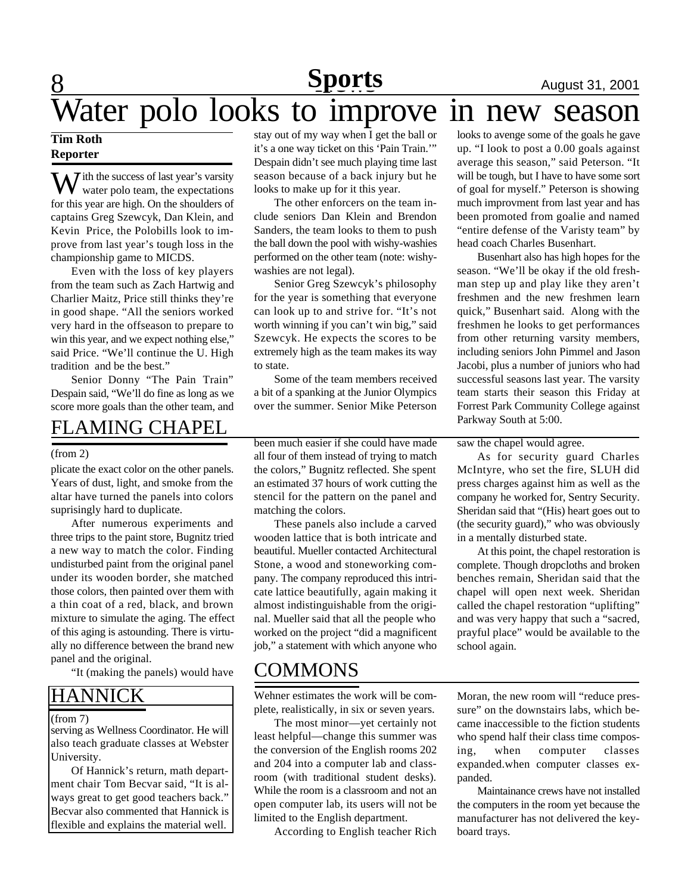# Water polo looks to improve in new season

**Tim Roth**
**Reporter**

With the success of last year's varsity water polo team, the expectations for this year are high. On the shoulders of captains Greg Szewcyk, Dan Klein, and Kevin Price, the Polobills look to improve from last year's tough loss in the championship game to MICDS.

Even with the loss of key players from the team such as Zach Hartwig and Charlier Maitz, Price still thinks they're in good shape. "All the seniors worked very hard in the offseason to prepare to win this year, and we expect nothing else," said Price. "We'll continue the U. High tradition and be the best."

Senior Donny "The Pain Train" Despain said, "We'll do fine as long as we score more goals than the other team, and stay out of my way when I get the ball or it's a one way ticket on this 'Pain Train.'" Despain didn't see much playing time last season because of a back injury but he looks to make up for it this year.

The other enforcers on the team include seniors Dan Klein and Brendon Sanders, the team looks to them to push the ball down the pool with wishy-washies performed on the other team (note: wishy-washies are not legal).

Senior Greg Szewcyk's philosophy for the year is something that everyone can look up to and strive for. "It's not worth winning if you can't win big," said Szewcyk. He expects the scores to be extremely high as the team makes its way to state.

Some of the team members received a bit of a spanking at the Junior Olympics over the summer. Senior Mike Peterson looks to avenge some of the goals he gave up. "I look to post a 0.00 goals against average this season," said Peterson. "It will be tough, but I have to have some sort of goal for myself." Peterson is showing much improvment from last year and has been promoted from goalie and named "entire defense of the Varisty team" by head coach Charles Busenhart.

Busenhart also has high hopes for the season. "We'll be okay if the old freshman step up and play like they aren't freshmen and the new freshmen learn quick," Busenhart said. Along with the freshmen he looks to get performances from other returning varsity members, including seniors John Pimmel and Jason Jacobi, plus a number of juniors who had successful seasons last year. The varsity team starts their season this Friday at Forrest Park Community College against Parkway South at 5:00.

## FLAMING CHAPEL

(from 2)

plicate the exact color on the other panels. Years of dust, light, and smoke from the altar have turned the panels into colors suprisingly hard to duplicate.

After numerous experiments and three trips to the paint store, Bugnitz tried a new way to match the color. Finding undisturbed paint from the original panel under its wooden border, she matched those colors, then painted over them with a thin coat of a red, black, and brown mixture to simulate the aging. The effect of this aging is astounding. There is virtually no difference between the brand new panel and the original.

"It (making the panels) would have been much easier if she could have made all four of them instead of trying to match the colors," Bugnitz reflected. She spent an estimated 37 hours of work cutting the stencil for the pattern on the panel and matching the colors.

These panels also include a carved wooden lattice that is both intricate and beautiful. Mueller contacted Architectural Stone, a wood and stoneworking company. The company reproduced this intricate lattice beautifully, again making it almost indistinguishable from the original. Mueller said that all the people who worked on the project "did a magnificent job," a statement with which anyone who saw the chapel would agree.

As for security guard Charles McIntyre, who set the fire, SLUH did press charges against him as well as the company he worked for, Sentry Security. Sheridan said that "(His) heart goes out to (the security guard)," who was obviously in a mentally disturbed state.

At this point, the chapel restoration is complete. Though dropcloths and broken benches remain, Sheridan said that the chapel will open next week. Sheridan called the chapel restoration "uplifting" and was very happy that such a "sacred, prayful place" would be available to the school again.

## HANNICK

(from 7)

serving as Wellness Coordinator. He will also teach graduate classes at Webster University.

Of Hannick's return, math department chair Tom Becvar said, "It is always great to get good teachers back." Becvar also commented that Hannick is flexible and explains the material well.

## COMMONS

Wehner estimates the work will be complete, realistically, in six or seven years.

The most minor—yet certainly not least helpful—change this summer was the conversion of the English rooms 202 and 204 into a computer lab and classroom (with traditional student desks). While the room is a classroom and not an open computer lab, its users will not be limited to the English department.

According to English teacher Rich Moran, the new room will "reduce pressure" on the downstairs labs, which became inaccessible to the fiction students who spend half their class time composing, when computer classes expanded.when computer classes expanded.

Maintainance crews have not installed the computers in the room yet because the manufacturer has not delivered the keyboard trays.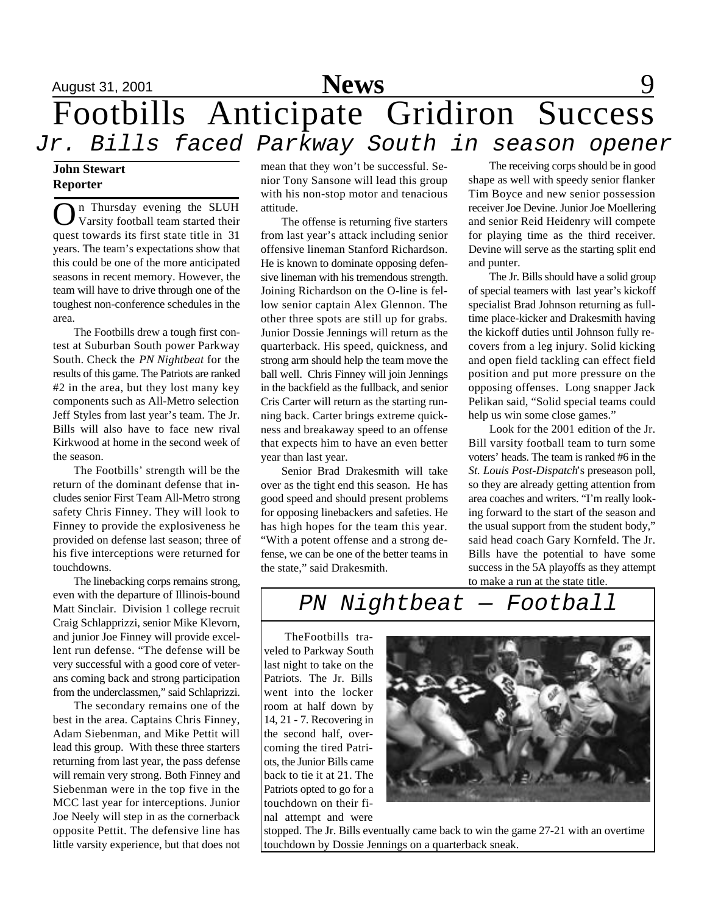# Footbills Anticipate Gridiron Success

## *Jr. Bills faced Parkway South in season opener*

**John Stewart**
**Reporter**

On Thursday evening the SLUH Varsity football team started their quest towards its first state title in 31 years. The team's expectations show that this could be one of the more anticipated seasons in recent memory. However, the team will have to drive through one of the toughest non-conference schedules in the area.

The Footbills drew a tough first contest at Suburban South power Parkway South. Check the *PN Nightbeat* for the results of this game. The Patriots are ranked #2 in the area, but they lost many key components such as All-Metro selection Jeff Styles from last year's team. The Jr. Bills will also have to face new rival Kirkwood at home in the second week of the season.

The Footbills' strength will be the return of the dominant defense that includes senior First Team All-Metro strong safety Chris Finney. They will look to Finney to provide the explosiveness he provided on defense last season; three of his five interceptions were returned for touchdowns.

The linebacking corps remains strong, even with the departure of Illinois-bound Matt Sinclair. Division 1 college recruit Craig Schlapprizzi, senior Mike Klevorn, and junior Joe Finney will provide excellent run defense. "The defense will be very successful with a good core of veterans coming back and strong participation from the underclassmen," said Schlaprizzi.

The secondary remains one of the best in the area. Captains Chris Finney, Adam Siebenman, and Mike Pettit will lead this group. With these three starters returning from last year, the pass defense will remain very strong. Both Finney and Siebenman were in the top five in the MCC last year for interceptions. Junior Joe Neely will step in as the cornerback opposite Pettit. The defensive line has little varsity experience, but that does not mean that they won't be successful. Senior Tony Sansone will lead this group with his non-stop motor and tenacious attitude.

The offense is returning five starters from last year's attack including senior offensive lineman Stanford Richardson. He is known to dominate opposing defensive lineman with his tremendous strength. Joining Richardson on the O-line is fellow senior captain Alex Glennon. The other three spots are still up for grabs. Junior Dossie Jennings will return as the quarterback. His speed, quickness, and strong arm should help the team move the ball well. Chris Finney will join Jennings in the backfield as the fullback, and senior Cris Carter will return as the starting running back. Carter brings extreme quickness and breakaway speed to an offense that expects him to have an even better year than last year.

Senior Brad Drakesmith will take over as the tight end this season. He has good speed and should present problems for opposing linebackers and safeties. He has high hopes for the team this year. "With a potent offense and a strong defense, we can be one of the better teams in the state," said Drakesmith.

The receiving corps should be in good shape as well with speedy senior flanker Tim Boyce and new senior possession receiver Joe Devine. Junior Joe Moellering and senior Reid Heidenry will compete for playing time as the third receiver. Devine will serve as the starting split end and punter.

The Jr. Bills should have a solid group of special teamers with last year's kickoff specialist Brad Johnson returning as full-time place-kicker and Drakesmith having the kickoff duties until Johnson fully recovers from a leg injury. Solid kicking and open field tackling can effect field position and put more pressure on the opposing offenses. Long snapper Jack Pelikan said, "Solid special teams could help us win some close games."

Look for the 2001 edition of the Jr. Bill varsity football team to turn some voters' heads. The team is ranked #6 in the *St. Louis Post-Dispatch*'s preseason poll, so they are already getting attention from area coaches and writers. "I'm really looking forward to the start of the season and the usual support from the student body," said head coach Gary Kornfeld. The Jr. Bills have the potential to have some success in the 5A playoffs as they attempt to make a run at the state title.

## *PN Nightbeat — Football*

TheFootbills traveled to Parkway South last night to take on the Patriots. The Jr. Bills went into the locker room at half down by 14, 21 - 7. Recovering in the second half, overcoming the tired Patriots, the Junior Bills came back to tie it at 21. The Patriots opted to go for a touchdown on their final attempt and were stopped. The Jr. Bills eventually came back to win the game 27-21 with an overtime touchdown by Dossie Jennings on a quarterback sneak.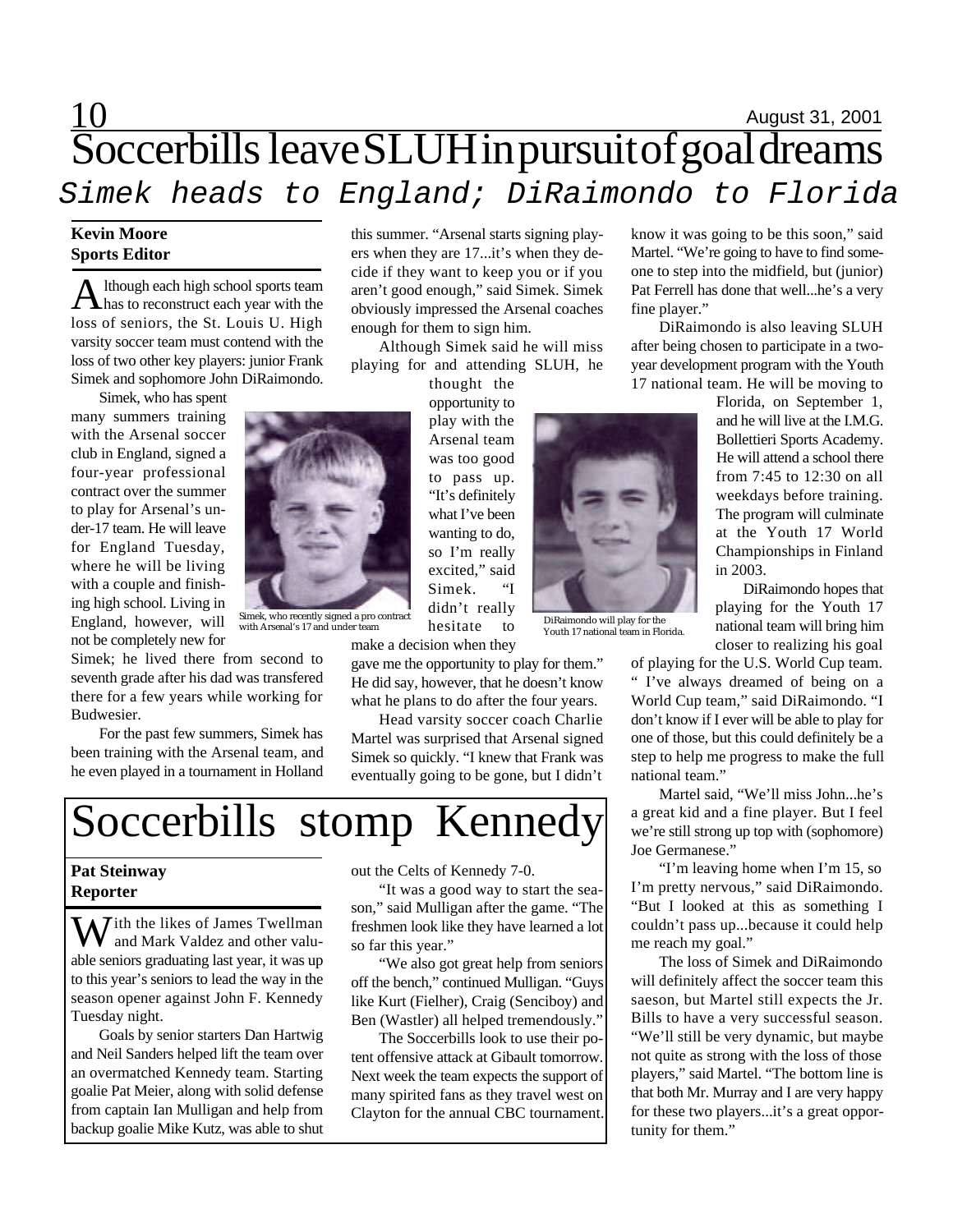# Soccerbills leave SLUH in pursuit of goal dreams

## *Simek heads to England; DiRaimondo to Florida*

**Kevin Moore**
**Sports Editor**

Although each high school sports team has to reconstruct each year with the loss of seniors, the St. Louis U. High varsity soccer team must contend with the loss of two other key players: junior Frank Simek and sophomore John DiRaimondo.

Simek, who has spent many summers training with the Arsenal soccer club in England, signed a four-year professional contract over the summer to play for Arsenal's under-17 team. He will leave for England Tuesday, where he will be living with a couple and finishing high school. Living in England, however, will not be completely new for Simek; he lived there from second to seventh grade after his dad was transfered there for a few years while working for Budwesier.

Simek, who recently signed a pro contract with Arsenal's 17 and under team

For the past few summers, Simek has been training with the Arsenal team, and he even played in a tournament in Holland this summer. "Arsenal starts signing players when they are 17...it's when they decide if they want to keep you or if you aren't good enough," said Simek. Simek obviously impressed the Arsenal coaches enough for them to sign him.

Although Simek said he will miss playing for and attending SLUH, he thought the opportunity to play with the Arsenal team was too good to pass up. "It's definitely what I've been wanting to do, so I'm really excited," said Simek. "I didn't really hesitate to make a decision when they gave me the opportunity to play for them." He did say, however, that he doesn't know what he plans to do after the four years.

Head varsity soccer coach Charlie Martel was surprised that Arsenal signed Simek so quickly. "I knew that Frank was eventually going to be gone, but I didn't know it was going to be this soon," said Martel. "We're going to have to find someone to step into the midfield, but (junior) Pat Ferrell has done that well...he's a very fine player."

DiRaimondo is also leaving SLUH after being chosen to participate in a two-year development program with the Youth 17 national team. He will be moving to Florida, on September 1, and he will live at the I.M.G. Bollettieri Sports Academy. He will attend a school there from 7:45 to 12:30 on all weekdays before training. The program will culminate at the Youth 17 World Championships in Finland in 2003.

DiRaimondo will play for the Youth 17 national team in Florida.

DiRaimondo hopes that playing for the Youth 17 national team will bring him closer to realizing his goal of playing for the U.S. World Cup team. " I've always dreamed of being on a World Cup team," said DiRaimondo. "I don't know if I ever will be able to play for one of those, but this could definitely be a step to help me progress to make the full national team."

Martel said, "We'll miss John...he's a great kid and a fine player. But I feel we're still strong up top with (sophomore) Joe Germanese."

"I'm leaving home when I'm 15, so I'm pretty nervous," said DiRaimondo. "But I looked at this as something I couldn't pass up...because it could help me reach my goal."

The loss of Simek and DiRaimondo will definitely affect the soccer team this saeson, but Martel still expects the Jr. Bills to have a very successful season. "We'll still be very dynamic, but maybe not quite as strong with the loss of those players," said Martel. "The bottom line is that both Mr. Murray and I are very happy for these two players...it's a great opportunity for them."

# Soccerbills stomp Kennedy

**Pat Steinway**
**Reporter**

With the likes of James Twellman and Mark Valdez and other valuable seniors graduating last year, it was up to this year's seniors to lead the way in the season opener against John F. Kennedy Tuesday night.

Goals by senior starters Dan Hartwig and Neil Sanders helped lift the team over an overmatched Kennedy team. Starting goalie Pat Meier, along with solid defense from captain Ian Mulligan and help from backup goalie Mike Kutz, was able to shut out the Celts of Kennedy 7-0.

"It was a good way to start the season," said Mulligan after the game. "The freshmen look like they have learned a lot so far this year."

"We also got great help from seniors off the bench," continued Mulligan. "Guys like Kurt (Fielher), Craig (Senciboy) and Ben (Wastler) all helped tremendously."

The Soccerbills look to use their potent offensive attack at Gibault tomorrow. Next week the team expects the support of many spirited fans as they travel west on Clayton for the annual CBC tournament.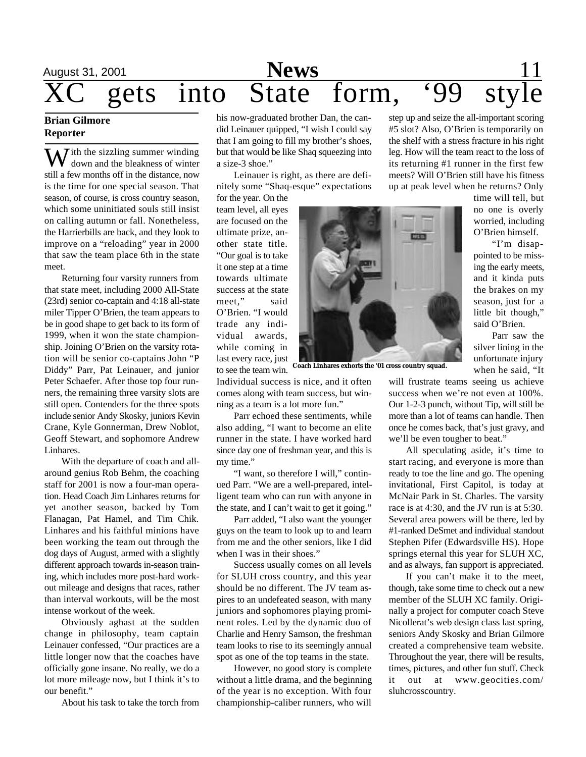# XC gets into State form, '99 style

**Brian Gilmore**
**Reporter**

With the sizzling summer winding down and the bleakness of winter still a few months off in the distance, now is the time for one special season. That season, of course, is cross country season, which some uninitiated souls still insist on calling autumn or fall. Nonetheless, the Harrierbills are back, and they look to improve on a "reloading" year in 2000 that saw the team place 6th in the state meet.

Returning four varsity runners from that state meet, including 2000 All-State (23rd) senior co-captain and 4:18 all-state miler Tipper O'Brien, the team appears to be in good shape to get back to its form of 1999, when it won the state championship. Joining O'Brien on the varsity rotation will be senior co-captains John "P Diddy" Parr, Pat Leinauer, and junior Peter Schaefer. After those top four runners, the remaining three varsity slots are still open. Contenders for the three spots include senior Andy Skosky, juniors Kevin Crane, Kyle Gonnerman, Drew Noblot, Geoff Stewart, and sophomore Andrew Linhares.

With the departure of coach and all-around genius Rob Behm, the coaching staff for 2001 is now a four-man operation. Head Coach Jim Linhares returns for yet another season, backed by Tom Flanagan, Pat Hamel, and Tim Chik. Linhares and his faithful minions have been working the team out through the dog days of August, armed with a slightly different approach towards in-season training, which includes more post-hard workout mileage and designs that races, rather than interval workouts, will be the most intense workout of the week.

Obviously aghast at the sudden change in philosophy, team captain Leinauer confessed, "Our practices are a little longer now that the coaches have officially gone insane. No really, we do a lot more mileage now, but I think it's to our benefit."

About his task to take the torch from his now-graduated brother Dan, the candid Leinauer quipped, "I wish I could say that I am going to fill my brother's shoes, but that would be like Shaq squeezing into a size-3 shoe."

Leinauer is right, as there are definitely some "Shaq-esque" expectations for the year. On the team level, all eyes are focused on the ultimate prize, another state title. "Our goal is to take it one step at a time towards ultimate success at the state meet," said O'Brien. "I would trade any individual awards, while coming in last every race, just to see the team win. Individual success is nice, and it often comes along with team success, but winning as a team is a lot more fun."

Coach Linhares exhorts the '01 cross country squad.

Parr echoed these sentiments, while also adding, "I want to become an elite runner in the state. I have worked hard since day one of freshman year, and this is my time."

"I want, so therefore I will," continued Parr. "We are a well-prepared, intelligent team who can run with anyone in the state, and I can't wait to get it going."

Parr added, "I also want the younger guys on the team to look up to and learn from me and the other seniors, like I did when I was in their shoes."

Success usually comes on all levels for SLUH cross country, and this year should be no different. The JV team aspires to an undefeated season, with many juniors and sophomores playing prominent roles. Led by the dynamic duo of Charlie and Henry Samson, the freshman team looks to rise to its seemingly annual spot as one of the top teams in the state.

However, no good story is complete without a little drama, and the beginning of the year is no exception. With four championship-caliber runners, who will step up and seize the all-important scoring #5 slot? Also, O'Brien is temporarily on the shelf with a stress fracture in his right leg. How will the team react to the loss of its returning #1 runner in the first few meets? Will O'Brien still have his fitness up at peak level when he returns? Only time will tell, but no one is overly worried, including O'Brien himself.

"I'm disappointed to be missing the early meets, and it kinda puts the brakes on my season, just for a little bit though," said O'Brien.

Parr saw the silver lining in the unfortunate injury when he said, "It will frustrate teams seeing us achieve success when we're not even at 100%. Our 1-2-3 punch, without Tip, will still be more than a lot of teams can handle. Then once he comes back, that's just gravy, and we'll be even tougher to beat."

All speculating aside, it's time to start racing, and everyone is more than ready to toe the line and go. The opening invitational, First Capitol, is today at McNair Park in St. Charles. The varsity race is at 4:30, and the JV run is at 5:30. Several area powers will be there, led by #1-ranked DeSmet and individual standout Stephen Pifer (Edwardsville HS). Hope springs eternal this year for SLUH XC, and as always, fan support is appreciated.

If you can't make it to the meet, though, take some time to check out a new member of the SLUH XC family. Originally a project for computer coach Steve Nicollerat's web design class last spring, seniors Andy Skosky and Brian Gilmore created a comprehensive team website. Throughout the year, there will be results, times, pictures, and other fun stuff. Check it out at www.geocities.com/sluhcrosscountry.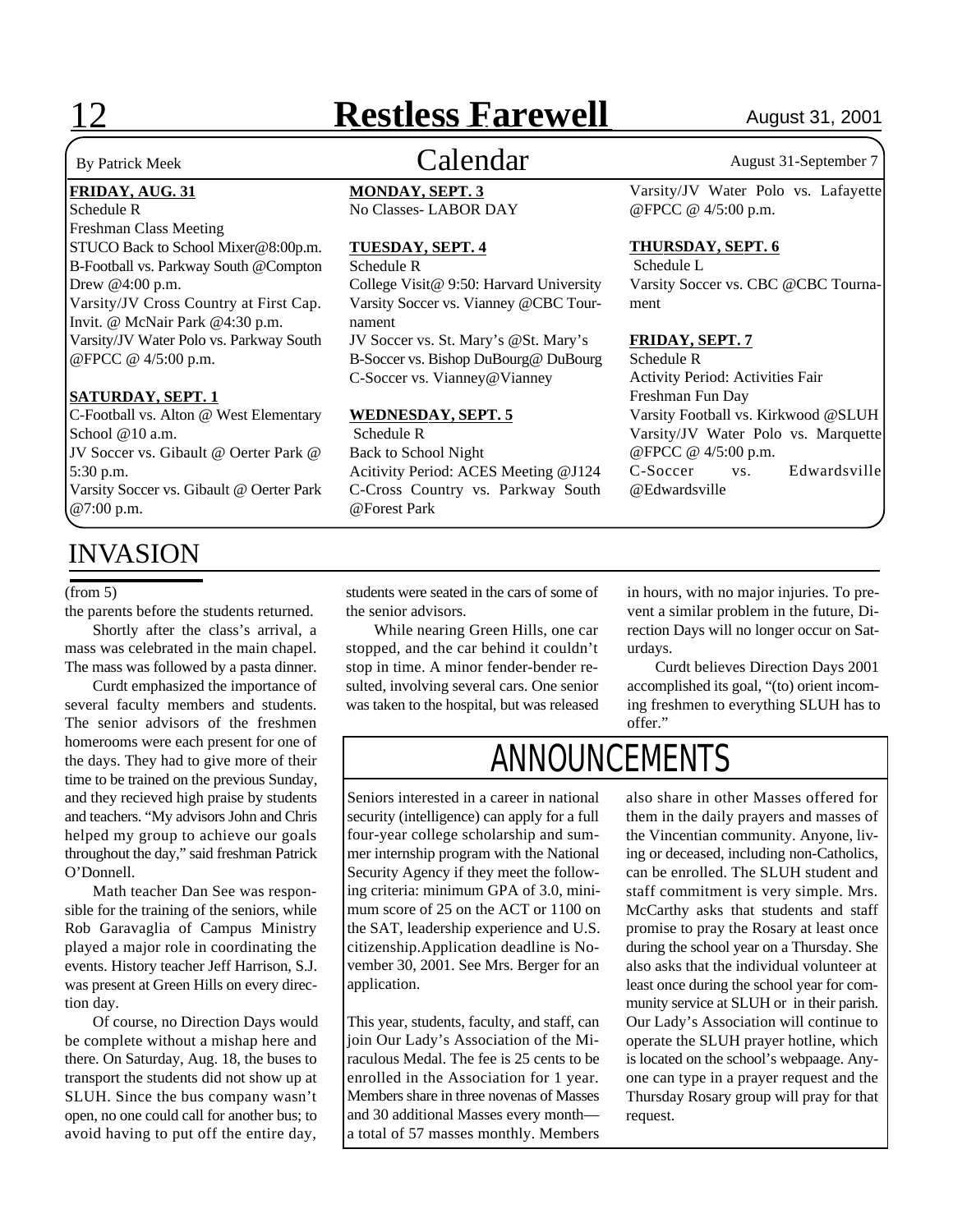# Restless Farewell

## Calendar

By Patrick Meek

August 31-September 7

**FRIDAY, AUG. 31**
Schedule R
Freshman Class Meeting
STUCO Back to School Mixer@8:00p.m.
B-Football vs. Parkway South @Compton Drew @4:00 p.m.
Varsity/JV Cross Country at First Cap. Invit. @ McNair Park @4:30 p.m.
Varsity/JV Water Polo vs. Parkway South @FPCC @ 4/5:00 p.m.

**SATURDAY, SEPT. 1**
C-Football vs. Alton @ West Elementary School @10 a.m.
JV Soccer vs. Gibault @ Oerter Park @ 5:30 p.m.
Varsity Soccer vs. Gibault @ Oerter Park @7:00 p.m.

**MONDAY, SEPT. 3**
No Classes- LABOR DAY

**TUESDAY, SEPT. 4**
Schedule R
College Visit@ 9:50: Harvard University
Varsity Soccer vs. Vianney @CBC Tournament
JV Soccer vs. St. Mary's @St. Mary's
B-Soccer vs. Bishop DuBourg@ DuBourg
C-Soccer vs. Vianney@Vianney

**WEDNESDAY, SEPT. 5**
Schedule R
Back to School Night
Acitivity Period: ACES Meeting @J124
C-Cross Country vs. Parkway South @Forest Park
Varsity/JV Water Polo vs. Lafayette @FPCC @ 4/5:00 p.m.

**THURSDAY, SEPT. 6**
Schedule L
Varsity Soccer vs. CBC @CBC Tournament

**FRIDAY, SEPT. 7**
Schedule R
Activity Period: Activities Fair
Freshman Fun Day
Varsity Football vs. Kirkwood @SLUH
Varsity/JV Water Polo vs. Marquette @FPCC @ 4/5:00 p.m.
C-Soccer vs. Edwardsville @Edwardsville

## INVASION

(from 5)

the parents before the students returned.

Shortly after the class's arrival, a mass was celebrated in the main chapel. The mass was followed by a pasta dinner.

Curdt emphasized the importance of several faculty members and students. The senior advisors of the freshmen homerooms were each present for one of the days. They had to give more of their time to be trained on the previous Sunday, and they recieved high praise by students and teachers. "My advisors John and Chris helped my group to achieve our goals throughout the day," said freshman Patrick O'Donnell.

Math teacher Dan See was responsible for the training of the seniors, while Rob Garavaglia of Campus Ministry played a major role in coordinating the events. History teacher Jeff Harrison, S.J. was present at Green Hills on every direction day.

Of course, no Direction Days would be complete without a mishap here and there. On Saturday, Aug. 18, the buses to transport the students did not show up at SLUH. Since the bus company wasn't open, no one could call for another bus; to avoid having to put off the entire day, students were seated in the cars of some of the senior advisors.

While nearing Green Hills, one car stopped, and the car behind it couldn't stop in time. A minor fender-bender resulted, involving several cars. One senior was taken to the hospital, but was released in hours, with no major injuries. To prevent a similar problem in the future, Direction Days will no longer occur on Saturdays.

Curdt believes Direction Days 2001 accomplished its goal, "(to) orient incoming freshmen to everything SLUH has to offer."

## ANNOUNCEMENTS

Seniors interested in a career in national security (intelligence) can apply for a full four-year college scholarship and summer internship program with the National Security Agency if they meet the following criteria: minimum GPA of 3.0, minimum score of 25 on the ACT or 1100 on the SAT, leadership experience and U.S. citizenship.Application deadline is November 30, 2001. See Mrs. Berger for an application.

This year, students, faculty, and staff, can join Our Lady's Association of the Miraculous Medal. The fee is 25 cents to be enrolled in the Association for 1 year. Members share in three novenas of Masses and 30 additional Masses every month—a total of 57 masses monthly. Members also share in other Masses offered for them in the daily prayers and masses of the Vincentian community. Anyone, living or deceased, including non-Catholics, can be enrolled. The SLUH student and staff commitment is very simple. Mrs. McCarthy asks that students and staff promise to pray the Rosary at least once during the school year on a Thursday. She also asks that the individual volunteer at least once during the school year for community service at SLUH or in their parish. Our Lady's Association will continue to operate the SLUH prayer hotline, which is located on the school's webpaage. Anyone can type in a prayer request and the Thursday Rosary group will pray for that request.